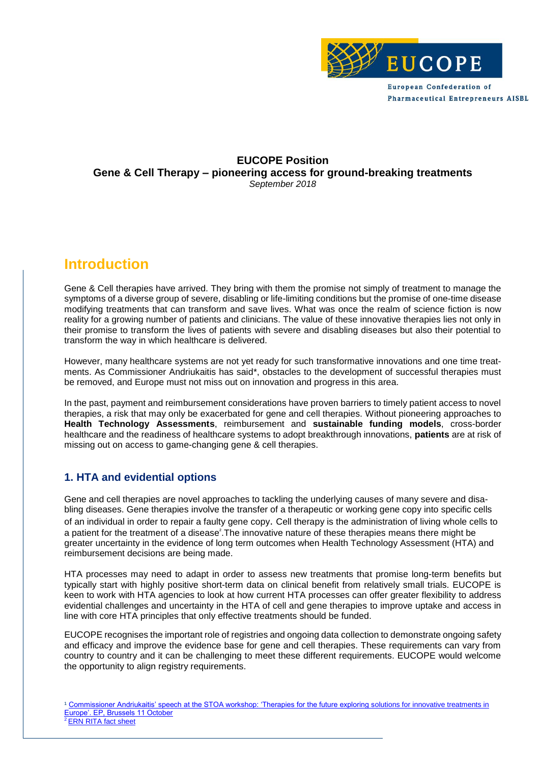EUCOPE

European Confederation of Pharmaceutical Entrepreneurs AISBL

**EUCOPE Position**
**Gene & Cell Therapy – pioneering access for ground-breaking treatments**
*September 2018*

# Introduction

Gene & Cell therapies have arrived. They bring with them the promise not simply of treatment to manage the symptoms of a diverse group of severe, disabling or life-limiting conditions but the promise of one-time disease modifying treatments that can transform and save lives. What was once the realm of science fiction is now reality for a growing number of patients and clinicians. The value of these innovative therapies lies not only in their promise to transform the lives of patients with severe and disabling diseases but also their potential to transform the way in which healthcare is delivered.

However, many healthcare systems are not yet ready for such transformative innovations and one time treatments. As Commissioner Andriukaitis has said*, obstacles to the development of successful therapies must be removed, and Europe must not miss out on innovation and progress in this area.

In the past, payment and reimbursement considerations have proven barriers to timely patient access to novel therapies, a risk that may only be exacerbated for gene and cell therapies. Without pioneering approaches to **Health Technology Assessments**, reimbursement and **sustainable funding models**, cross-border healthcare and the readiness of healthcare systems to adopt breakthrough innovations, **patients** are at risk of missing out on access to game-changing gene & cell therapies.

## 1. HTA and evidential options

Gene and cell therapies are novel approaches to tackling the underlying causes of many severe and disabling diseases. Gene therapies involve the transfer of a therapeutic or working gene copy into specific cells of an individual in order to repair a faulty gene copy. Cell therapy is the administration of living whole cells to a patient for the treatment of a disease[2]. The innovative nature of these therapies means there might be greater uncertainty in the evidence of long term outcomes when Health Technology Assessment (HTA) and reimbursement decisions are being made.

HTA processes may need to adapt in order to assess new treatments that promise long-term benefits but typically start with highly positive short-term data on clinical benefit from relatively small trials. EUCOPE is keen to work with HTA agencies to look at how current HTA processes can offer greater flexibility to address evidential challenges and uncertainty in the HTA of cell and gene therapies to improve uptake and access in line with core HTA principles that only effective treatments should be funded.

EUCOPE recognises the important role of registries and ongoing data collection to demonstrate ongoing safety and efficacy and improve the evidence base for gene and cell therapies. These requirements can vary from country to country and it can be challenging to meet these different requirements. EUCOPE would welcome the opportunity to align registry requirements.

[1] Commissioner Andriukaitis' speech at the STOA workshop: 'Therapies for the future exploring solutions for innovative treatments in Europe'. EP, Brussels 11 October

[2] ERN RITA fact sheet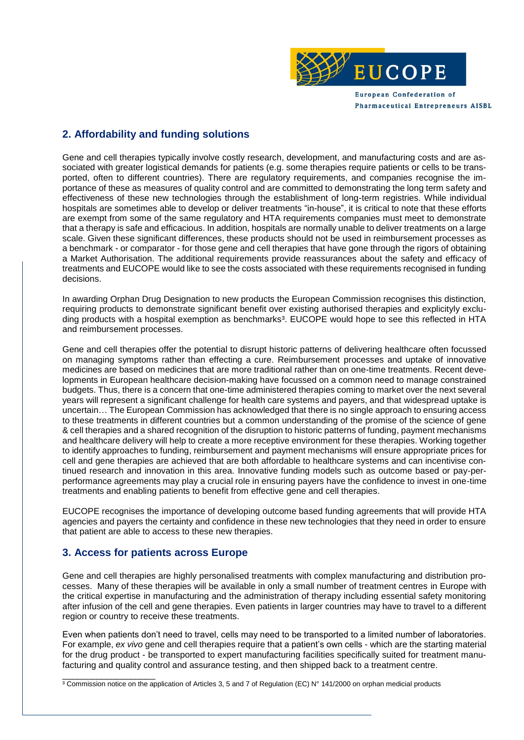## 2. Affordability and funding solutions

Gene and cell therapies typically involve costly research, development, and manufacturing costs and are associated with greater logistical demands for patients (e.g. some therapies require patients or cells to be transported, often to different countries). There are regulatory requirements, and companies recognise the importance of these as measures of quality control and are committed to demonstrating the long term safety and effectiveness of these new technologies through the establishment of long-term registries. While individual hospitals are sometimes able to develop or deliver treatments "in-house", it is critical to note that these efforts are exempt from some of the same regulatory and HTA requirements companies must meet to demonstrate that a therapy is safe and efficacious. In addition, hospitals are normally unable to deliver treatments on a large scale. Given these significant differences, these products should not be used in reimbursement processes as a benchmark - or comparator - for those gene and cell therapies that have gone through the rigors of obtaining a Market Authorisation. The additional requirements provide reassurances about the safety and efficacy of treatments and EUCOPE would like to see the costs associated with these requirements recognised in funding decisions.

In awarding Orphan Drug Designation to new products the European Commission recognises this distinction, requiring products to demonstrate significant benefit over existing authorised therapies and explicityly excluding products with a hospital exemption as benchmarks[3]. EUCOPE would hope to see this reflected in HTA and reimbursement processes.

Gene and cell therapies offer the potential to disrupt historic patterns of delivering healthcare often focussed on managing symptoms rather than effecting a cure. Reimbursement processes and uptake of innovative medicines are based on medicines that are more traditional rather than on one-time treatments. Recent developments in European healthcare decision-making have focussed on a common need to manage constrained budgets. Thus, there is a concern that one-time administered therapies coming to market over the next several years will represent a significant challenge for health care systems and payers, and that widespread uptake is uncertain… The European Commission has acknowledged that there is no single approach to ensuring access to these treatments in different countries but a common understanding of the promise of the science of gene & cell therapies and a shared recognition of the disruption to historic patterns of funding, payment mechanisms and healthcare delivery will help to create a more receptive environment for these therapies. Working together to identify approaches to funding, reimbursement and payment mechanisms will ensure appropriate prices for cell and gene therapies are achieved that are both affordable to healthcare systems and can incentivise continued research and innovation in this area. Innovative funding models such as outcome based or pay-per-performance agreements may play a crucial role in ensuring payers have the confidence to invest in one-time treatments and enabling patients to benefit from effective gene and cell therapies.

EUCOPE recognises the importance of developing outcome based funding agreements that will provide HTA agencies and payers the certainty and confidence in these new technologies that they need in order to ensure that patient are able to access to these new therapies.

## 3. Access for patients across Europe

Gene and cell therapies are highly personalised treatments with complex manufacturing and distribution processes. Many of these therapies will be available in only a small number of treatment centres in Europe with the critical expertise in manufacturing and the administration of therapy including essential safety monitoring after infusion of the cell and gene therapies. Even patients in larger countries may have to travel to a different region or country to receive these treatments.

Even when patients don't need to travel, cells may need to be transported to a limited number of laboratories. For example, *ex vivo* gene and cell therapies require that a patient's own cells - which are the starting material for the drug product - be transported to expert manufacturing facilities specifically suited for treatment manufacturing and quality control and assurance testing, and then shipped back to a treatment centre.

[3] Commission notice on the application of Articles 3, 5 and 7 of Regulation (EC) N° 141/2000 on orphan medicial products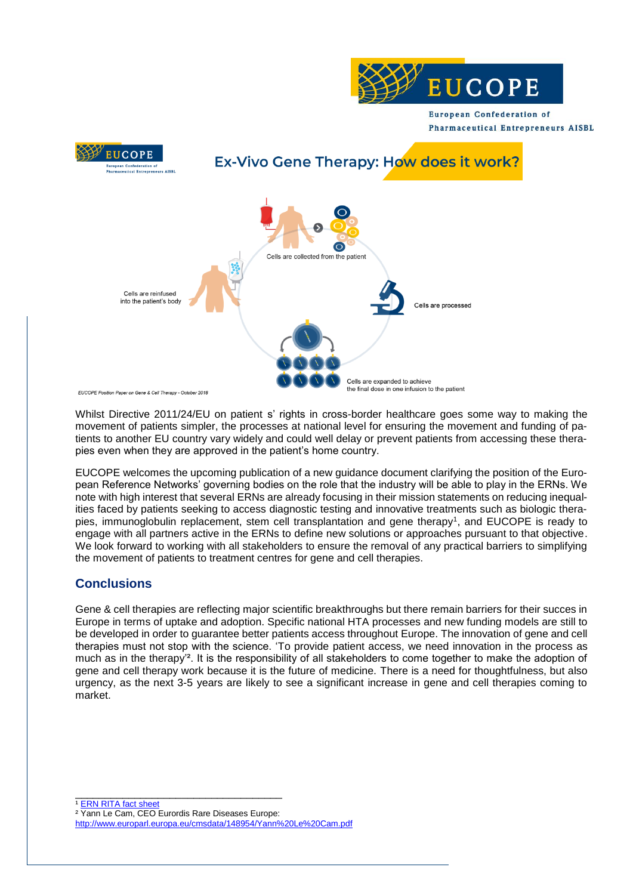## Ex-Vivo Gene Therapy: How does it work?

Cells are collected from the patient

Cells are processed

Cells are expanded to achieve the final dose in one infusion to the patient

Cells are reinfused into the patient's body

*EUCOPE Position Paper on Gene & Cell Therapy - October 2018*

Whilst Directive 2011/24/EU on patient s' rights in cross-border healthcare goes some way to making the movement of patients simpler, the processes at national level for ensuring the movement and funding of patients to another EU country vary widely and could well delay or prevent patients from accessing these therapies even when they are approved in the patient's home country.

EUCOPE welcomes the upcoming publication of a new guidance document clarifying the position of the European Reference Networks' governing bodies on the role that the industry will be able to play in the ERNs. We note with high interest that several ERNs are already focusing in their mission statements on reducing inequalities faced by patients seeking to access diagnostic testing and innovative treatments such as biologic therapies, immunoglobulin replacement, stem cell transplantation and gene therapy[1], and EUCOPE is ready to engage with all partners active in the ERNs to define new solutions or approaches pursuant to that objective. We look forward to working with all stakeholders to ensure the removal of any practical barriers to simplifying the movement of patients to treatment centres for gene and cell therapies.

## Conclusions

Gene & cell therapies are reflecting major scientific breakthroughs but there remain barriers for their succes in Europe in terms of uptake and adoption. Specific national HTA processes and new funding models are still to be developed in order to guarantee better patients access throughout Europe. The innovation of gene and cell therapies must not stop with the science. 'To provide patient access, we need innovation in the process as much as in the therapy'[2]. It is the responsibility of all stakeholders to come together to make the adoption of gene and cell therapy work because it is the future of medicine. There is a need for thoughtfulness, but also urgency, as the next 3-5 years are likely to see a significant increase in gene and cell therapies coming to market.

---

[1] ERN RITA fact sheet

[2] Yann Le Cam, CEO Eurordis Rare Diseases Europe: http://www.europarl.europa.eu/cmsdata/148954/Yann%20Le%20Cam.pdf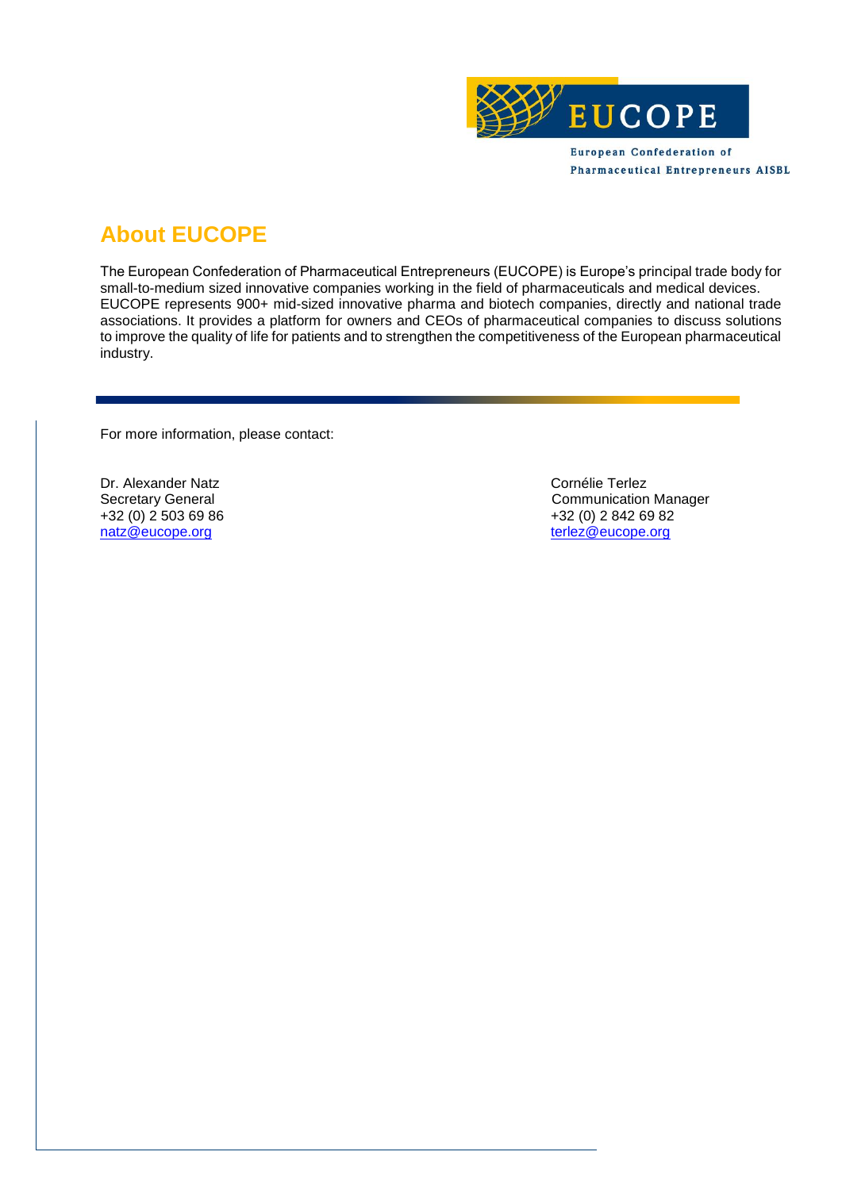EUCOPE

European Confederation of Pharmaceutical Entrepreneurs AISBL

## About EUCOPE

The European Confederation of Pharmaceutical Entrepreneurs (EUCOPE) is Europe's principal trade body for small-to-medium sized innovative companies working in the field of pharmaceuticals and medical devices. EUCOPE represents 900+ mid-sized innovative pharma and biotech companies, directly and national trade associations. It provides a platform for owners and CEOs of pharmaceutical companies to discuss solutions to improve the quality of life for patients and to strengthen the competitiveness of the European pharmaceutical industry.

For more information, please contact:

Dr. Alexander Natz
Secretary General
+32 (0) 2 503 69 86
natz@eucope.org

Cornélie Terlez
Communication Manager
+32 (0) 2 842 69 82
terlez@eucope.org